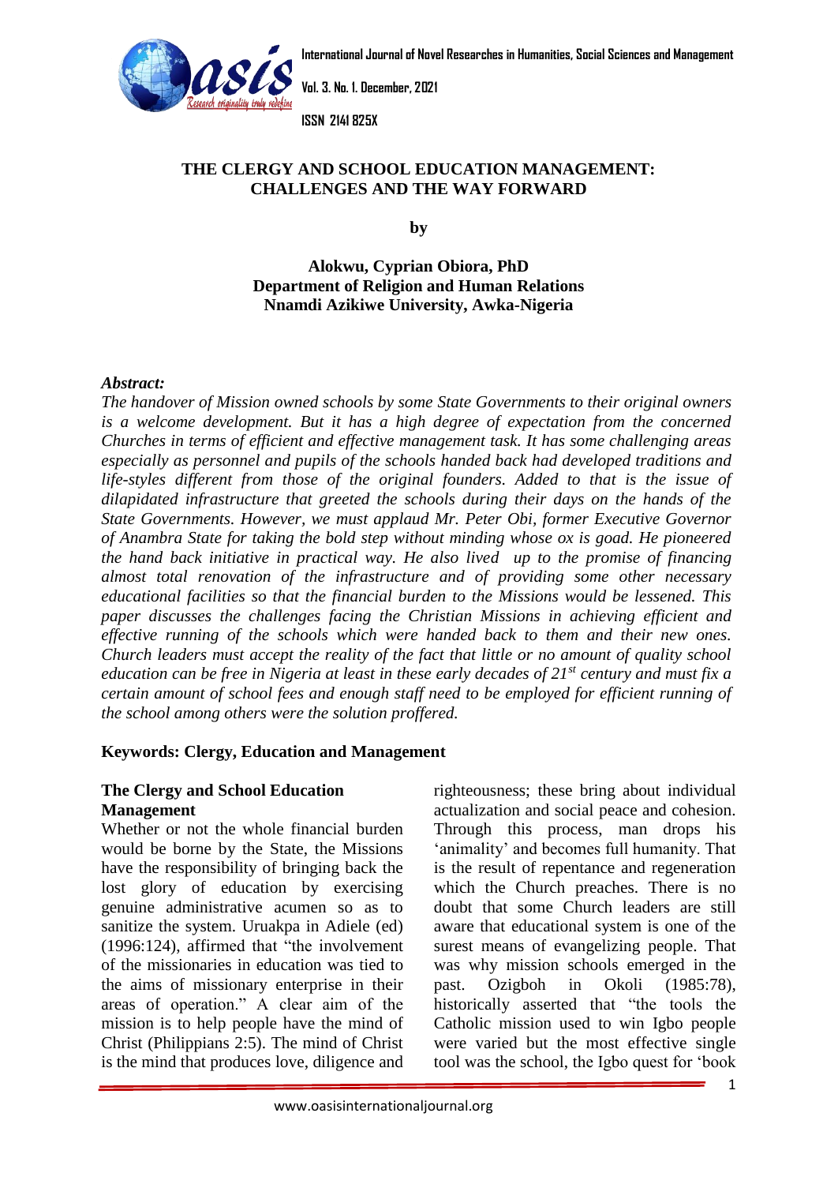# THE CLERGY AND SCHOOL EDUCATION MANAGEMENT: CHALLENGES AND THE WAY FORWARD

by

**Alokwu, Cyprian Obiora, PhD**
**Department of Religion and Human Relations**
**Nnamdi Azikiwe University, Awka-Nigeria**

***Abstract:***

*The handover of Mission owned schools by some State Governments to their original owners is a welcome development. But it has a high degree of expectation from the concerned Churches in terms of efficient and effective management task. It has some challenging areas especially as personnel and pupils of the schools handed back had developed traditions and life-styles different from those of the original founders. Added to that is the issue of dilapidated infrastructure that greeted the schools during their days on the hands of the State Governments. However, we must applaud Mr. Peter Obi, former Executive Governor of Anambra State for taking the bold step without minding whose ox is goad. He pioneered the hand back initiative in practical way. He also lived up to the promise of financing almost total renovation of the infrastructure and of providing some other necessary educational facilities so that the financial burden to the Missions would be lessened. This paper discusses the challenges facing the Christian Missions in achieving efficient and effective running of the schools which were handed back to them and their new ones. Church leaders must accept the reality of the fact that little or no amount of quality school education can be free in Nigeria at least in these early decades of 21st century and must fix a certain amount of school fees and enough staff need to be employed for efficient running of the school among others were the solution proffered.*

**Keywords: Clergy, Education and Management**

## The Clergy and School Education Management

Whether or not the whole financial burden would be borne by the State, the Missions have the responsibility of bringing back the lost glory of education by exercising genuine administrative acumen so as to sanitize the system. Uruakpa in Adiele (ed) (1996:124), affirmed that "the involvement of the missionaries in education was tied to the aims of missionary enterprise in their areas of operation." A clear aim of the mission is to help people have the mind of Christ (Philippians 2:5). The mind of Christ is the mind that produces love, diligence and righteousness; these bring about individual actualization and social peace and cohesion. Through this process, man drops his 'animality' and becomes full humanity. That is the result of repentance and regeneration which the Church preaches. There is no doubt that some Church leaders are still aware that educational system is one of the surest means of evangelizing people. That was why mission schools emerged in the past. Ozigboh in Okoli (1985:78), historically asserted that "the tools the Catholic mission used to win Igbo people were varied but the most effective single tool was the school, the Igbo quest for 'book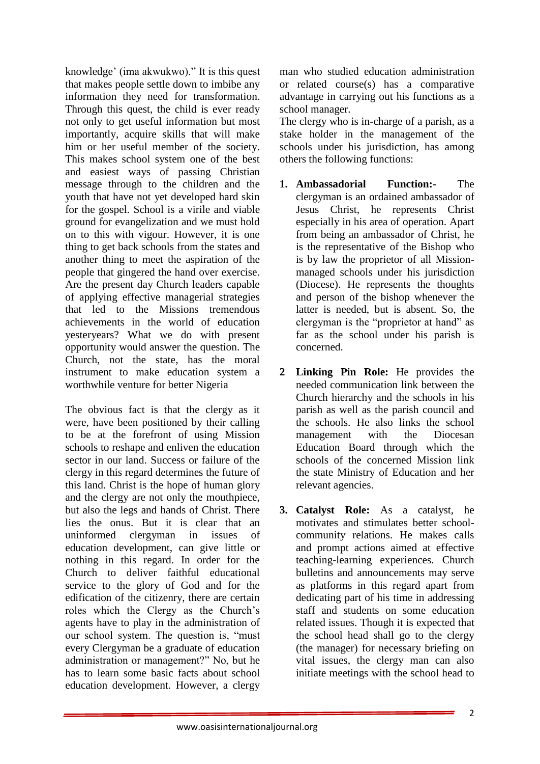knowledge' (ima akwukwo)." It is this quest that makes people settle down to imbibe any information they need for transformation. Through this quest, the child is ever ready not only to get useful information but most importantly, acquire skills that will make him or her useful member of the society. This makes school system one of the best and easiest ways of passing Christian message through to the children and the youth that have not yet developed hard skin for the gospel. School is a virile and viable ground for evangelization and we must hold on to this with vigour. However, it is one thing to get back schools from the states and another thing to meet the aspiration of the people that gingered the hand over exercise. Are the present day Church leaders capable of applying effective managerial strategies that led to the Missions tremendous achievements in the world of education yesteryears? What we do with present opportunity would answer the question. The Church, not the state, has the moral instrument to make education system a worthwhile venture for better Nigeria

The obvious fact is that the clergy as it were, have been positioned by their calling to be at the forefront of using Mission schools to reshape and enliven the education sector in our land. Success or failure of the clergy in this regard determines the future of this land. Christ is the hope of human glory and the clergy are not only the mouthpiece, but also the legs and hands of Christ. There lies the onus. But it is clear that an uninformed clergyman in issues of education development, can give little or nothing in this regard. In order for the Church to deliver faithful educational service to the glory of God and for the edification of the citizenry, there are certain roles which the Clergy as the Church's agents have to play in the administration of our school system. The question is, "must every Clergyman be a graduate of education administration or management?" No, but he has to learn some basic facts about school education development. However, a clergy man who studied education administration or related course(s) has a comparative advantage in carrying out his functions as a school manager.

The clergy who is in-charge of a parish, as a stake holder in the management of the schools under his jurisdiction, has among others the following functions:

1. **Ambassadorial Function:-** The clergyman is an ordained ambassador of Jesus Christ, he represents Christ especially in his area of operation. Apart from being an ambassador of Christ, he is the representative of the Bishop who is by law the proprietor of all Mission-managed schools under his jurisdiction (Diocese). He represents the thoughts and person of the bishop whenever the latter is needed, but is absent. So, the clergyman is the "proprietor at hand" as far as the school under his parish is concerned.

2. **Linking Pin Role:** He provides the needed communication link between the Church hierarchy and the schools in his parish as well as the parish council and the schools. He also links the school management with the Diocesan Education Board through which the schools of the concerned Mission link the state Ministry of Education and her relevant agencies.

3. **Catalyst Role:** As a catalyst, he motivates and stimulates better school-community relations. He makes calls and prompt actions aimed at effective teaching-learning experiences. Church bulletins and announcements may serve as platforms in this regard apart from dedicating part of his time in addressing staff and students on some education related issues. Though it is expected that the school head shall go to the clergy (the manager) for necessary briefing on vital issues, the clergy man can also initiate meetings with the school head to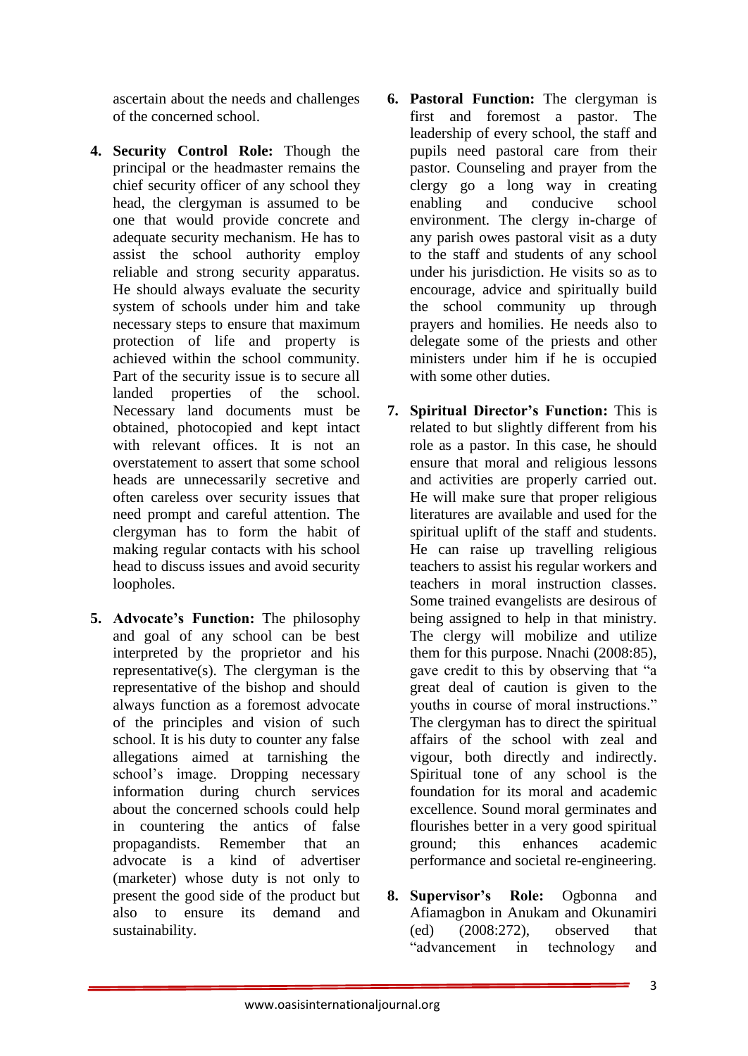ascertain about the needs and challenges of the concerned school.

4. **Security Control Role:** Though the principal or the headmaster remains the chief security officer of any school they head, the clergyman is assumed to be one that would provide concrete and adequate security mechanism. He has to assist the school authority employ reliable and strong security apparatus. He should always evaluate the security system of schools under him and take necessary steps to ensure that maximum protection of life and property is achieved within the school community. Part of the security issue is to secure all landed properties of the school. Necessary land documents must be obtained, photocopied and kept intact with relevant offices. It is not an overstatement to assert that some school heads are unnecessarily secretive and often careless over security issues that need prompt and careful attention. The clergyman has to form the habit of making regular contacts with his school head to discuss issues and avoid security loopholes.

5. **Advocate's Function:** The philosophy and goal of any school can be best interpreted by the proprietor and his representative(s). The clergyman is the representative of the bishop and should always function as a foremost advocate of the principles and vision of such school. It is his duty to counter any false allegations aimed at tarnishing the school's image. Dropping necessary information during church services about the concerned schools could help in countering the antics of false propagandists. Remember that an advocate is a kind of advertiser (marketer) whose duty is not only to present the good side of the product but also to ensure its demand and sustainability.

6. **Pastoral Function:** The clergyman is first and foremost a pastor. The leadership of every school, the staff and pupils need pastoral care from their pastor. Counseling and prayer from the clergy go a long way in creating enabling and conducive school environment. The clergy in-charge of any parish owes pastoral visit as a duty to the staff and students of any school under his jurisdiction. He visits so as to encourage, advice and spiritually build the school community up through prayers and homilies. He needs also to delegate some of the priests and other ministers under him if he is occupied with some other duties.

7. **Spiritual Director's Function:** This is related to but slightly different from his role as a pastor. In this case, he should ensure that moral and religious lessons and activities are properly carried out. He will make sure that proper religious literatures are available and used for the spiritual uplift of the staff and students. He can raise up travelling religious teachers to assist his regular workers and teachers in moral instruction classes. Some trained evangelists are desirous of being assigned to help in that ministry. The clergy will mobilize and utilize them for this purpose. Nnachi (2008:85), gave credit to this by observing that "a great deal of caution is given to the youths in course of moral instructions." The clergyman has to direct the spiritual affairs of the school with zeal and vigour, both directly and indirectly. Spiritual tone of any school is the foundation for its moral and academic excellence. Sound moral germinates and flourishes better in a very good spiritual ground; this enhances academic performance and societal re-engineering.

8. **Supervisor's Role:** Ogbonna and Afiamagbon in Anukam and Okunamiri (ed) (2008:272), observed that "advancement in technology and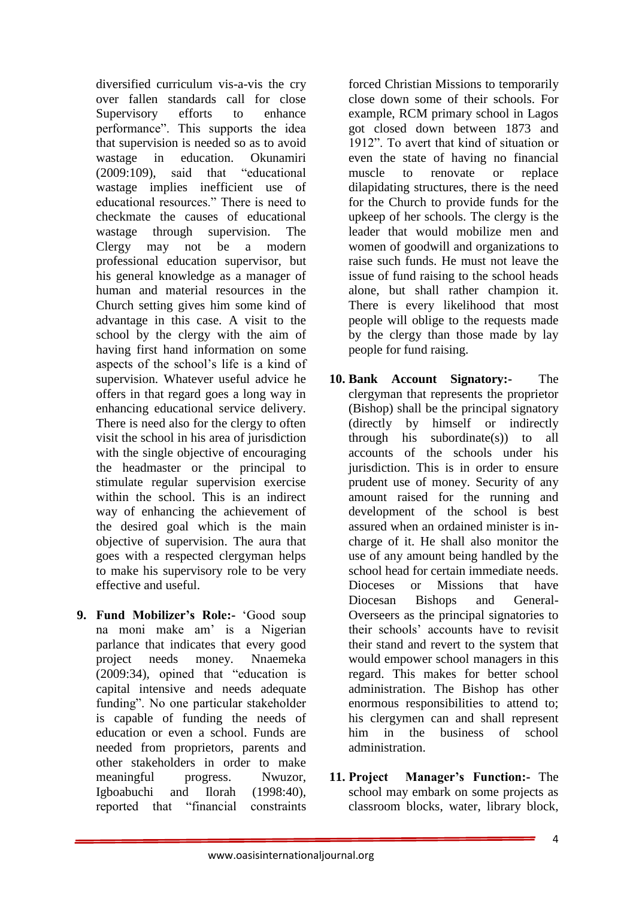diversified curriculum vis-a-vis the cry over fallen standards call for close Supervisory efforts to enhance performance". This supports the idea that supervision is needed so as to avoid wastage in education. Okunamiri (2009:109), said that "educational wastage implies inefficient use of educational resources." There is need to checkmate the causes of educational wastage through supervision. The Clergy may not be a modern professional education supervisor, but his general knowledge as a manager of human and material resources in the Church setting gives him some kind of advantage in this case. A visit to the school by the clergy with the aim of having first hand information on some aspects of the school's life is a kind of supervision. Whatever useful advice he offers in that regard goes a long way in enhancing educational service delivery. There is need also for the clergy to often visit the school in his area of jurisdiction with the single objective of encouraging the headmaster or the principal to stimulate regular supervision exercise within the school. This is an indirect way of enhancing the achievement of the desired goal which is the main objective of supervision. The aura that goes with a respected clergyman helps to make his supervisory role to be very effective and useful.

9. **Fund Mobilizer's Role:-** 'Good soup na moni make am' is a Nigerian parlance that indicates that every good project needs money. Nnaemeka (2009:34), opined that "education is capital intensive and needs adequate funding". No one particular stakeholder is capable of funding the needs of education or even a school. Funds are needed from proprietors, parents and other stakeholders in order to make meaningful progress. Nwuzor, Igboabuchi and Ilorah (1998:40), reported that "financial constraints forced Christian Missions to temporarily close down some of their schools. For example, RCM primary school in Lagos got closed down between 1873 and 1912". To avert that kind of situation or even the state of having no financial muscle to renovate or replace dilapidating structures, there is the need for the Church to provide funds for the upkeep of her schools. The clergy is the leader that would mobilize men and women of goodwill and organizations to raise such funds. He must not leave the issue of fund raising to the school heads alone, but shall rather champion it. There is every likelihood that most people will oblige to the requests made by the clergy than those made by lay people for fund raising.

10. **Bank Account Signatory:-** The clergyman that represents the proprietor (Bishop) shall be the principal signatory (directly by himself or indirectly through his subordinate(s)) to all accounts of the schools under his jurisdiction. This is in order to ensure prudent use of money. Security of any amount raised for the running and development of the school is best assured when an ordained minister is in-charge of it. He shall also monitor the use of any amount being handled by the school head for certain immediate needs. Dioceses or Missions that have Diocesan Bishops and General-Overseers as the principal signatories to their schools' accounts have to revisit their stand and revert to the system that would empower school managers in this regard. This makes for better school administration. The Bishop has other enormous responsibilities to attend to; his clergymen can and shall represent him in the business of school administration.

11. **Project Manager's Function:-** The school may embark on some projects as classroom blocks, water, library block,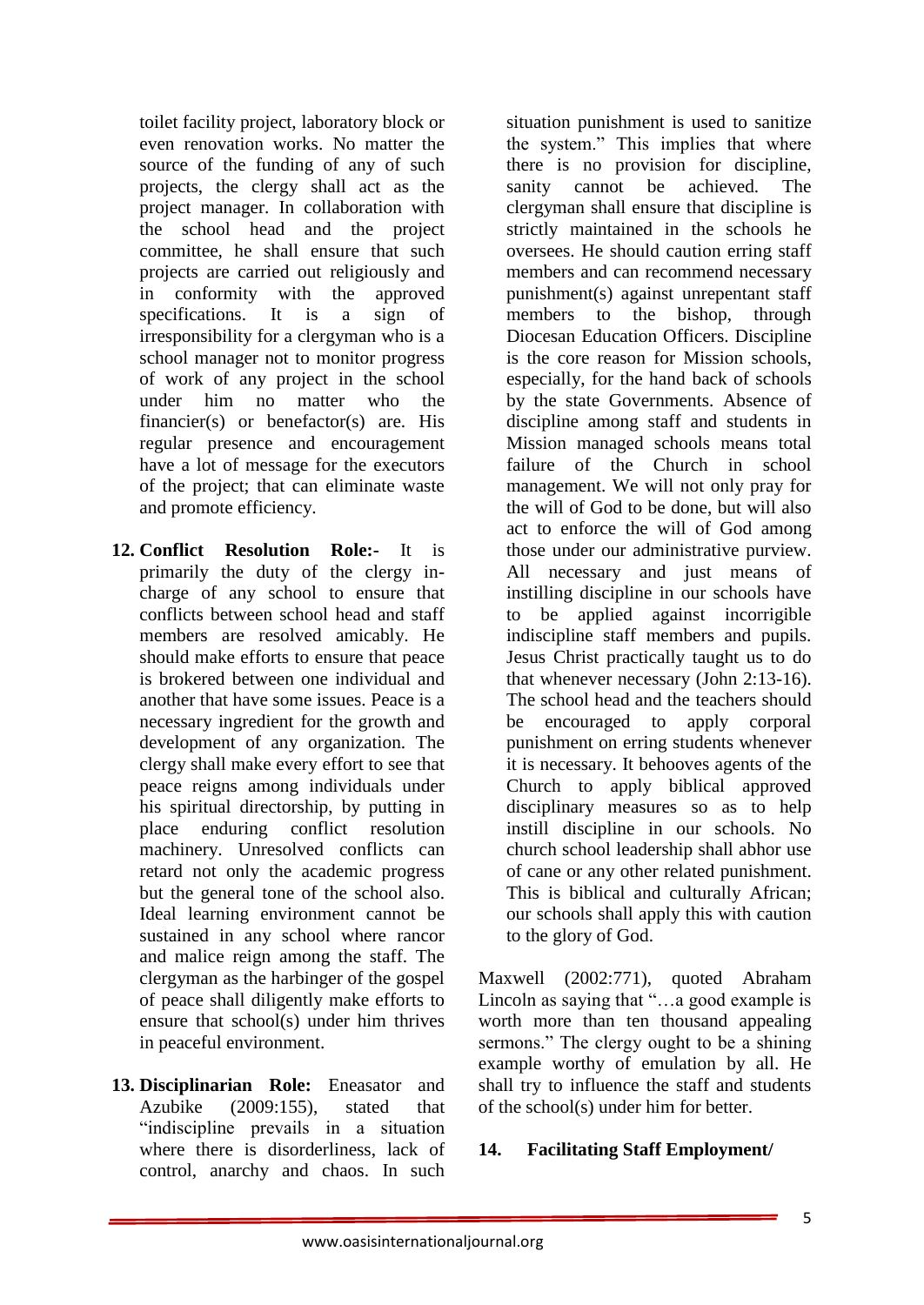toilet facility project, laboratory block or even renovation works. No matter the source of the funding of any of such projects, the clergy shall act as the project manager. In collaboration with the school head and the project committee, he shall ensure that such projects are carried out religiously and in conformity with the approved specifications. It is a sign of irresponsibility for a clergyman who is a school manager not to monitor progress of work of any project in the school under him no matter who the financier(s) or benefactor(s) are. His regular presence and encouragement have a lot of message for the executors of the project; that can eliminate waste and promote efficiency.

12. **Conflict Resolution Role:-** It is primarily the duty of the clergy in-charge of any school to ensure that conflicts between school head and staff members are resolved amicably. He should make efforts to ensure that peace is brokered between one individual and another that have some issues. Peace is a necessary ingredient for the growth and development of any organization. The clergy shall make every effort to see that peace reigns among individuals under his spiritual directorship, by putting in place enduring conflict resolution machinery. Unresolved conflicts can retard not only the academic progress but the general tone of the school also. Ideal learning environment cannot be sustained in any school where rancor and malice reign among the staff. The clergyman as the harbinger of the gospel of peace shall diligently make efforts to ensure that school(s) under him thrives in peaceful environment.

13. **Disciplinarian Role:** Eneasator and Azubike (2009:155), stated that "indiscipline prevails in a situation where there is disorderliness, lack of control, anarchy and chaos. In such situation punishment is used to sanitize the system." This implies that where there is no provision for discipline, sanity cannot be achieved. The clergyman shall ensure that discipline is strictly maintained in the schools he oversees. He should caution erring staff members and can recommend necessary punishment(s) against unrepentant staff members to the bishop, through Diocesan Education Officers. Discipline is the core reason for Mission schools, especially, for the hand back of schools by the state Governments. Absence of discipline among staff and students in Mission managed schools means total failure of the Church in school management. We will not only pray for the will of God to be done, but will also act to enforce the will of God among those under our administrative purview. All necessary and just means of instilling discipline in our schools have to be applied against incorrigible indiscipline staff members and pupils. Jesus Christ practically taught us to do that whenever necessary (John 2:13-16). The school head and the teachers should be encouraged to apply corporal punishment on erring students whenever it is necessary. It behooves agents of the Church to apply biblical approved disciplinary measures so as to help instill discipline in our schools. No church school leadership shall abhor use of cane or any other related punishment. This is biblical and culturally African; our schools shall apply this with caution to the glory of God.

Maxwell (2002:771), quoted Abraham Lincoln as saying that "…a good example is worth more than ten thousand appealing sermons." The clergy ought to be a shining example worthy of emulation by all. He shall try to influence the staff and students of the school(s) under him for better.

14. **Facilitating Staff Employment/**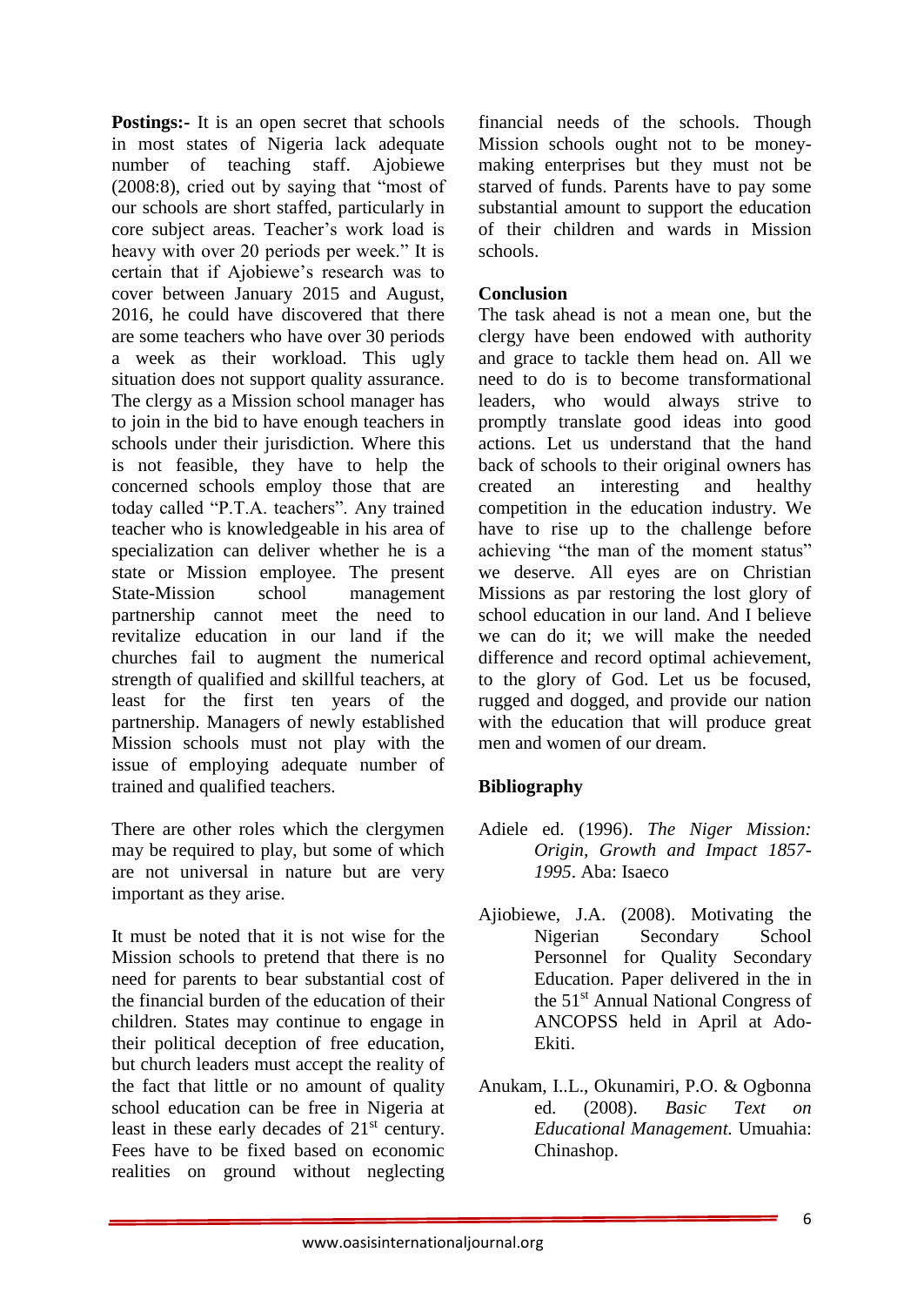**Postings:-** It is an open secret that schools in most states of Nigeria lack adequate number of teaching staff. Ajobiewe (2008:8), cried out by saying that "most of our schools are short staffed, particularly in core subject areas. Teacher's work load is heavy with over 20 periods per week." It is certain that if Ajobiewe's research was to cover between January 2015 and August, 2016, he could have discovered that there are some teachers who have over 30 periods a week as their workload. This ugly situation does not support quality assurance. The clergy as a Mission school manager has to join in the bid to have enough teachers in schools under their jurisdiction. Where this is not feasible, they have to help the concerned schools employ those that are today called "P.T.A. teachers". Any trained teacher who is knowledgeable in his area of specialization can deliver whether he is a state or Mission employee. The present State-Mission school management partnership cannot meet the need to revitalize education in our land if the churches fail to augment the numerical strength of qualified and skillful teachers, at least for the first ten years of the partnership. Managers of newly established Mission schools must not play with the issue of employing adequate number of trained and qualified teachers.

There are other roles which the clergymen may be required to play, but some of which are not universal in nature but are very important as they arise.

It must be noted that it is not wise for the Mission schools to pretend that there is no need for parents to bear substantial cost of the financial burden of the education of their children. States may continue to engage in their political deception of free education, but church leaders must accept the reality of the fact that little or no amount of quality school education can be free in Nigeria at least in these early decades of 21st century. Fees have to be fixed based on economic realities on ground without neglecting financial needs of the schools. Though Mission schools ought not to be money-making enterprises but they must not be starved of funds. Parents have to pay some substantial amount to support the education of their children and wards in Mission schools.

**Conclusion**

The task ahead is not a mean one, but the clergy have been endowed with authority and grace to tackle them head on. All we need to do is to become transformational leaders, who would always strive to promptly translate good ideas into good actions. Let us understand that the hand back of schools to their original owners has created an interesting and healthy competition in the education industry. We have to rise up to the challenge before achieving "the man of the moment status" we deserve. All eyes are on Christian Missions as par restoring the lost glory of school education in our land. And I believe we can do it; we will make the needed difference and record optimal achievement, to the glory of God. Let us be focused, rugged and dogged, and provide our nation with the education that will produce great men and women of our dream.

**Bibliography**

Adiele ed. (1996). *The Niger Mission: Origin, Growth and Impact 1857-1995*. Aba: Isaeco

Ajiobiewe, J.A. (2008). Motivating the Nigerian Secondary School Personnel for Quality Secondary Education. Paper delivered in the in the 51st Annual National Congress of ANCOPSS held in April at Ado-Ekiti.

Anukam, I..L., Okunamiri, P.O. & Ogbonna ed. (2008). *Basic Text on Educational Management.* Umuahia: Chinashop.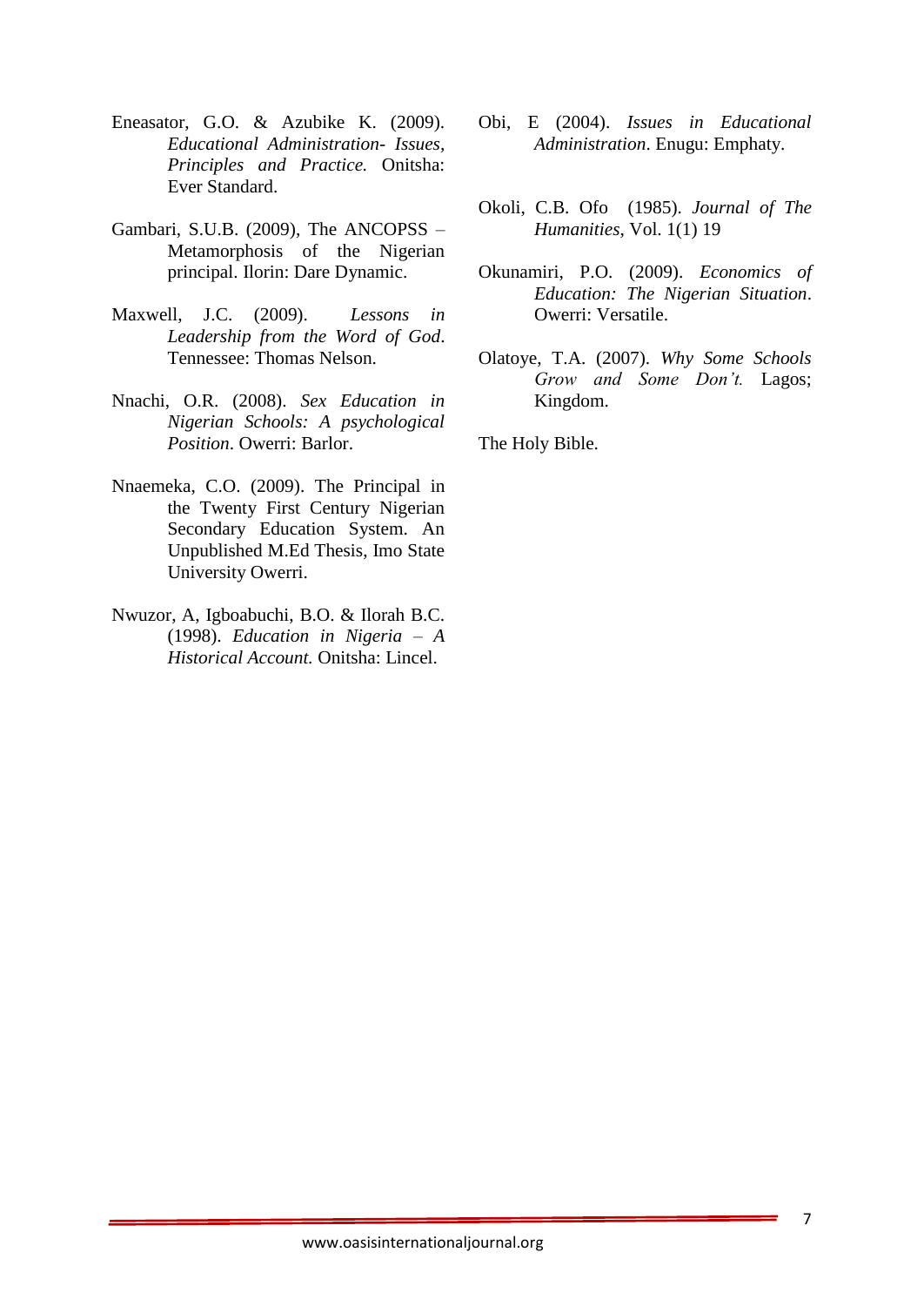Eneasator, G.O. & Azubike K. (2009). *Educational Administration- Issues, Principles and Practice.* Onitsha: Ever Standard.

Gambari, S.U.B. (2009), The ANCOPSS – Metamorphosis of the Nigerian principal. Ilorin: Dare Dynamic.

Maxwell, J.C. (2009). *Lessons in Leadership from the Word of God*. Tennessee: Thomas Nelson.

Nnachi, O.R. (2008). *Sex Education in Nigerian Schools: A psychological Position*. Owerri: Barlor.

Nnaemeka, C.O. (2009). The Principal in the Twenty First Century Nigerian Secondary Education System. An Unpublished M.Ed Thesis, Imo State University Owerri.

Nwuzor, A, Igboabuchi, B.O. & Ilorah B.C. (1998). *Education in Nigeria – A Historical Account.* Onitsha: Lincel.

Obi, E (2004). *Issues in Educational Administration*. Enugu: Emphaty.

Okoli, C.B. Ofo (1985). *Journal of The Humanities*, Vol. 1(1) 19

Okunamiri, P.O. (2009). *Economics of Education: The Nigerian Situation*. Owerri: Versatile.

Olatoye, T.A. (2007). *Why Some Schools Grow and Some Don't.* Lagos; Kingdom.

The Holy Bible.